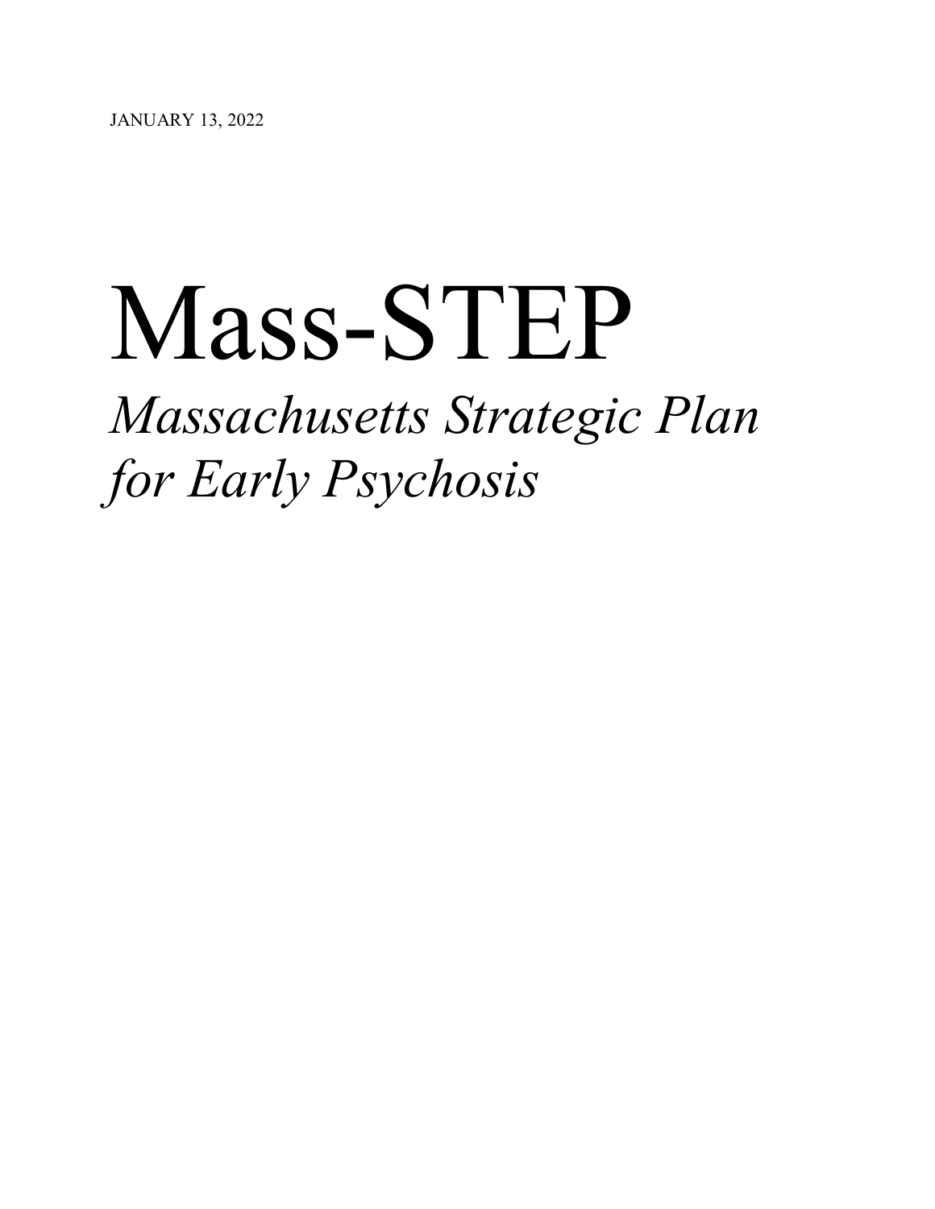JANUARY 13, 2022

# Mass-STEP

## *Massachusetts Strategic Plan for Early Psychosis*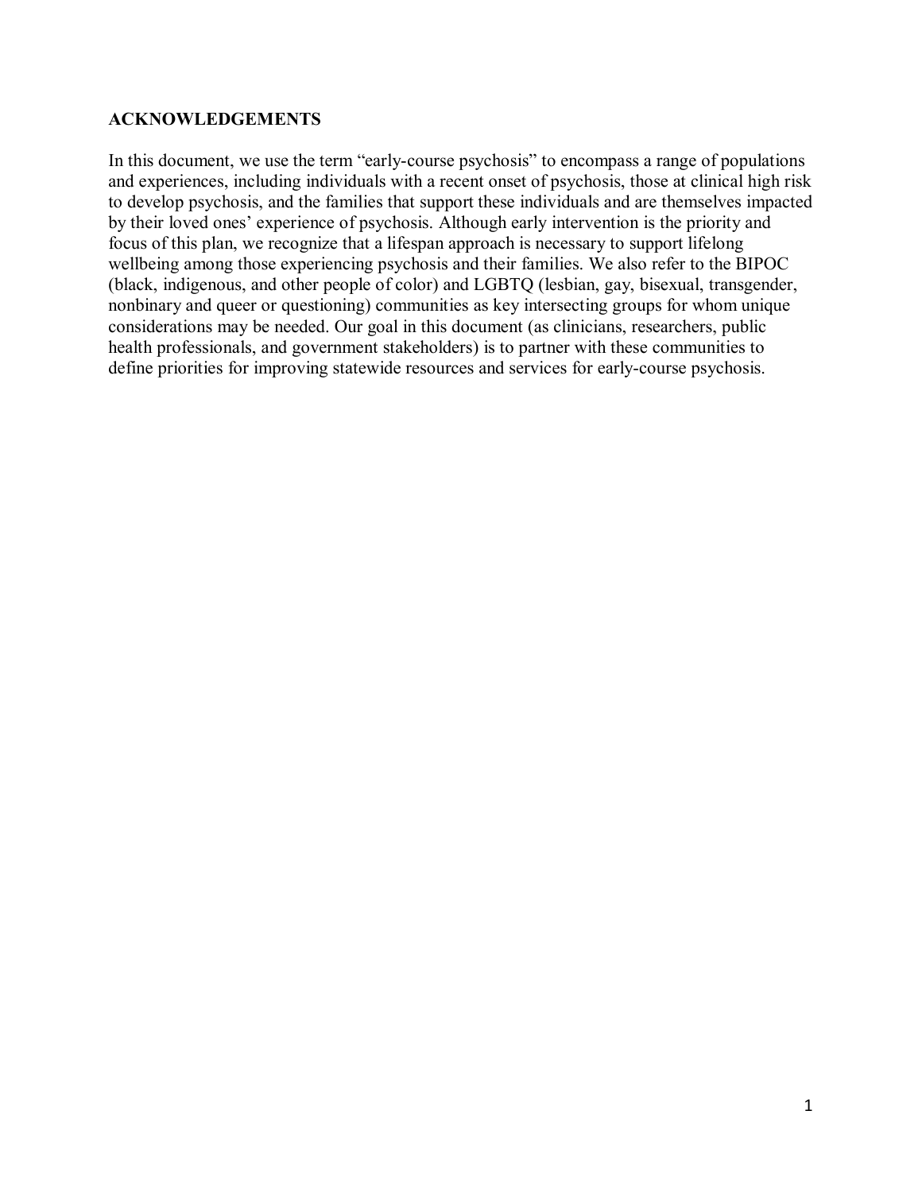## ACKNOWLEDGEMENTS

In this document, we use the term "early-course psychosis" to encompass a range of populations and experiences, including individuals with a recent onset of psychosis, those at clinical high risk to develop psychosis, and the families that support these individuals and are themselves impacted by their loved ones' experience of psychosis. Although early intervention is the priority and focus of this plan, we recognize that a lifespan approach is necessary to support lifelong wellbeing among those experiencing psychosis and their families. We also refer to the BIPOC (black, indigenous, and other people of color) and LGBTQ (lesbian, gay, bisexual, transgender, nonbinary and queer or questioning) communities as key intersecting groups for whom unique considerations may be needed. Our goal in this document (as clinicians, researchers, public health professionals, and government stakeholders) is to partner with these communities to define priorities for improving statewide resources and services for early-course psychosis.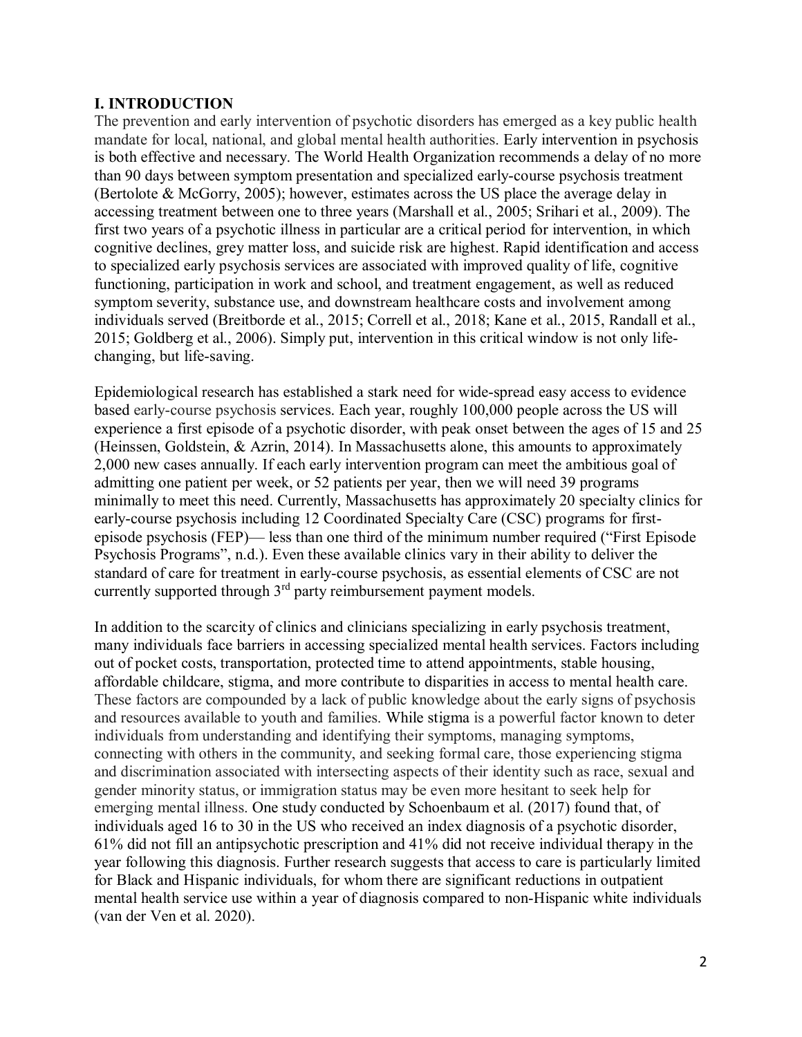## I. INTRODUCTION

The prevention and early intervention of psychotic disorders has emerged as a key public health mandate for local, national, and global mental health authorities. Early intervention in psychosis is both effective and necessary. The World Health Organization recommends a delay of no more than 90 days between symptom presentation and specialized early-course psychosis treatment (Bertolote & McGorry, 2005); however, estimates across the US place the average delay in accessing treatment between one to three years (Marshall et al., 2005; Srihari et al., 2009). The first two years of a psychotic illness in particular are a critical period for intervention, in which cognitive declines, grey matter loss, and suicide risk are highest. Rapid identification and access to specialized early psychosis services are associated with improved quality of life, cognitive functioning, participation in work and school, and treatment engagement, as well as reduced symptom severity, substance use, and downstream healthcare costs and involvement among individuals served (Breitborde et al., 2015; Correll et al., 2018; Kane et al., 2015, Randall et al., 2015; Goldberg et al., 2006). Simply put, intervention in this critical window is not only life-changing, but life-saving.

Epidemiological research has established a stark need for wide-spread easy access to evidence based early-course psychosis services. Each year, roughly 100,000 people across the US will experience a first episode of a psychotic disorder, with peak onset between the ages of 15 and 25 (Heinssen, Goldstein, & Azrin, 2014). In Massachusetts alone, this amounts to approximately 2,000 new cases annually. If each early intervention program can meet the ambitious goal of admitting one patient per week, or 52 patients per year, then we will need 39 programs minimally to meet this need. Currently, Massachusetts has approximately 20 specialty clinics for early-course psychosis including 12 Coordinated Specialty Care (CSC) programs for first-episode psychosis (FEP)— less than one third of the minimum number required ("First Episode Psychosis Programs", n.d.). Even these available clinics vary in their ability to deliver the standard of care for treatment in early-course psychosis, as essential elements of CSC are not currently supported through 3rd party reimbursement payment models.

In addition to the scarcity of clinics and clinicians specializing in early psychosis treatment, many individuals face barriers in accessing specialized mental health services. Factors including out of pocket costs, transportation, protected time to attend appointments, stable housing, affordable childcare, stigma, and more contribute to disparities in access to mental health care. These factors are compounded by a lack of public knowledge about the early signs of psychosis and resources available to youth and families. While stigma is a powerful factor known to deter individuals from understanding and identifying their symptoms, managing symptoms, connecting with others in the community, and seeking formal care, those experiencing stigma and discrimination associated with intersecting aspects of their identity such as race, sexual and gender minority status, or immigration status may be even more hesitant to seek help for emerging mental illness. One study conducted by Schoenbaum et al. (2017) found that, of individuals aged 16 to 30 in the US who received an index diagnosis of a psychotic disorder, 61% did not fill an antipsychotic prescription and 41% did not receive individual therapy in the year following this diagnosis. Further research suggests that access to care is particularly limited for Black and Hispanic individuals, for whom there are significant reductions in outpatient mental health service use within a year of diagnosis compared to non-Hispanic white individuals (van der Ven et al. 2020).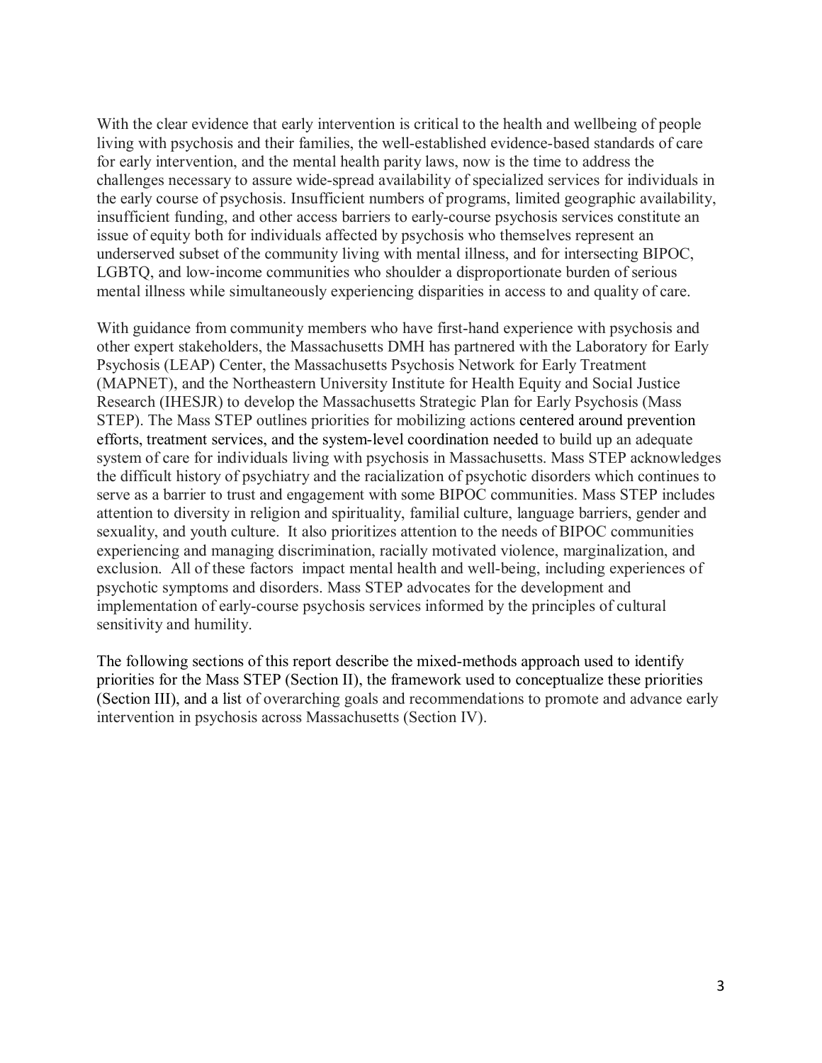With the clear evidence that early intervention is critical to the health and wellbeing of people living with psychosis and their families, the well-established evidence-based standards of care for early intervention, and the mental health parity laws, now is the time to address the challenges necessary to assure wide-spread availability of specialized services for individuals in the early course of psychosis. Insufficient numbers of programs, limited geographic availability, insufficient funding, and other access barriers to early-course psychosis services constitute an issue of equity both for individuals affected by psychosis who themselves represent an underserved subset of the community living with mental illness, and for intersecting BIPOC, LGBTQ, and low-income communities who shoulder a disproportionate burden of serious mental illness while simultaneously experiencing disparities in access to and quality of care.

With guidance from community members who have first-hand experience with psychosis and other expert stakeholders, the Massachusetts DMH has partnered with the Laboratory for Early Psychosis (LEAP) Center, the Massachusetts Psychosis Network for Early Treatment (MAPNET), and the Northeastern University Institute for Health Equity and Social Justice Research (IHESJR) to develop the Massachusetts Strategic Plan for Early Psychosis (Mass STEP). The Mass STEP outlines priorities for mobilizing actions centered around prevention efforts, treatment services, and the system-level coordination needed to build up an adequate system of care for individuals living with psychosis in Massachusetts. Mass STEP acknowledges the difficult history of psychiatry and the racialization of psychotic disorders which continues to serve as a barrier to trust and engagement with some BIPOC communities. Mass STEP includes attention to diversity in religion and spirituality, familial culture, language barriers, gender and sexuality, and youth culture. It also prioritizes attention to the needs of BIPOC communities experiencing and managing discrimination, racially motivated violence, marginalization, and exclusion. All of these factors impact mental health and well-being, including experiences of psychotic symptoms and disorders. Mass STEP advocates for the development and implementation of early-course psychosis services informed by the principles of cultural sensitivity and humility.

The following sections of this report describe the mixed-methods approach used to identify priorities for the Mass STEP (Section II), the framework used to conceptualize these priorities (Section III), and a list of overarching goals and recommendations to promote and advance early intervention in psychosis across Massachusetts (Section IV).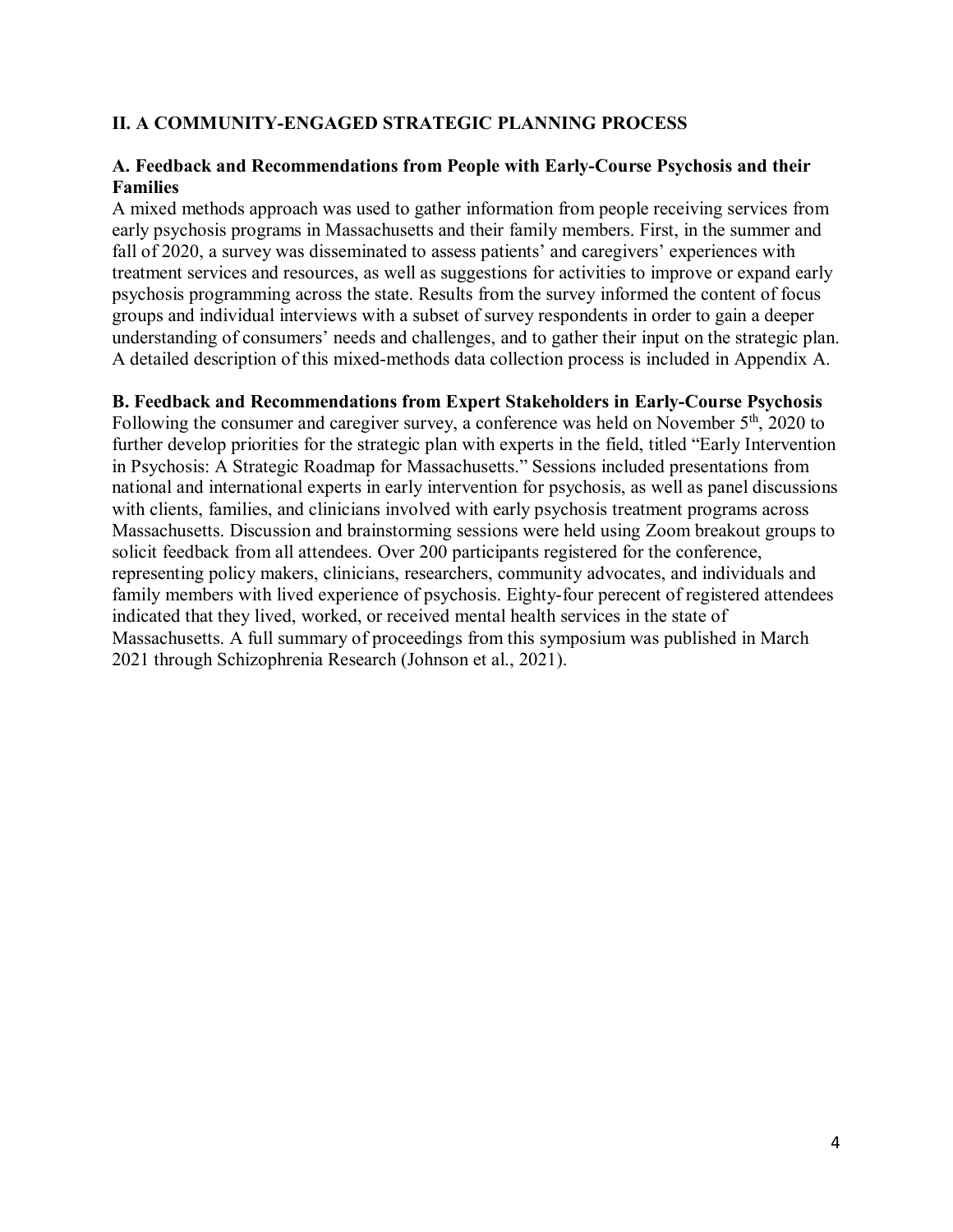## II. A COMMUNITY-ENGAGED STRATEGIC PLANNING PROCESS

### A. Feedback and Recommendations from People with Early-Course Psychosis and their Families

A mixed methods approach was used to gather information from people receiving services from early psychosis programs in Massachusetts and their family members. First, in the summer and fall of 2020, a survey was disseminated to assess patients' and caregivers' experiences with treatment services and resources, as well as suggestions for activities to improve or expand early psychosis programming across the state. Results from the survey informed the content of focus groups and individual interviews with a subset of survey respondents in order to gain a deeper understanding of consumers' needs and challenges, and to gather their input on the strategic plan. A detailed description of this mixed-methods data collection process is included in Appendix A.

### B. Feedback and Recommendations from Expert Stakeholders in Early-Course Psychosis

Following the consumer and caregiver survey, a conference was held on November 5th, 2020 to further develop priorities for the strategic plan with experts in the field, titled "Early Intervention in Psychosis: A Strategic Roadmap for Massachusetts." Sessions included presentations from national and international experts in early intervention for psychosis, as well as panel discussions with clients, families, and clinicians involved with early psychosis treatment programs across Massachusetts. Discussion and brainstorming sessions were held using Zoom breakout groups to solicit feedback from all attendees. Over 200 participants registered for the conference, representing policy makers, clinicians, researchers, community advocates, and individuals and family members with lived experience of psychosis. Eighty-four perecent of registered attendees indicated that they lived, worked, or received mental health services in the state of Massachusetts. A full summary of proceedings from this symposium was published in March 2021 through Schizophrenia Research (Johnson et al., 2021).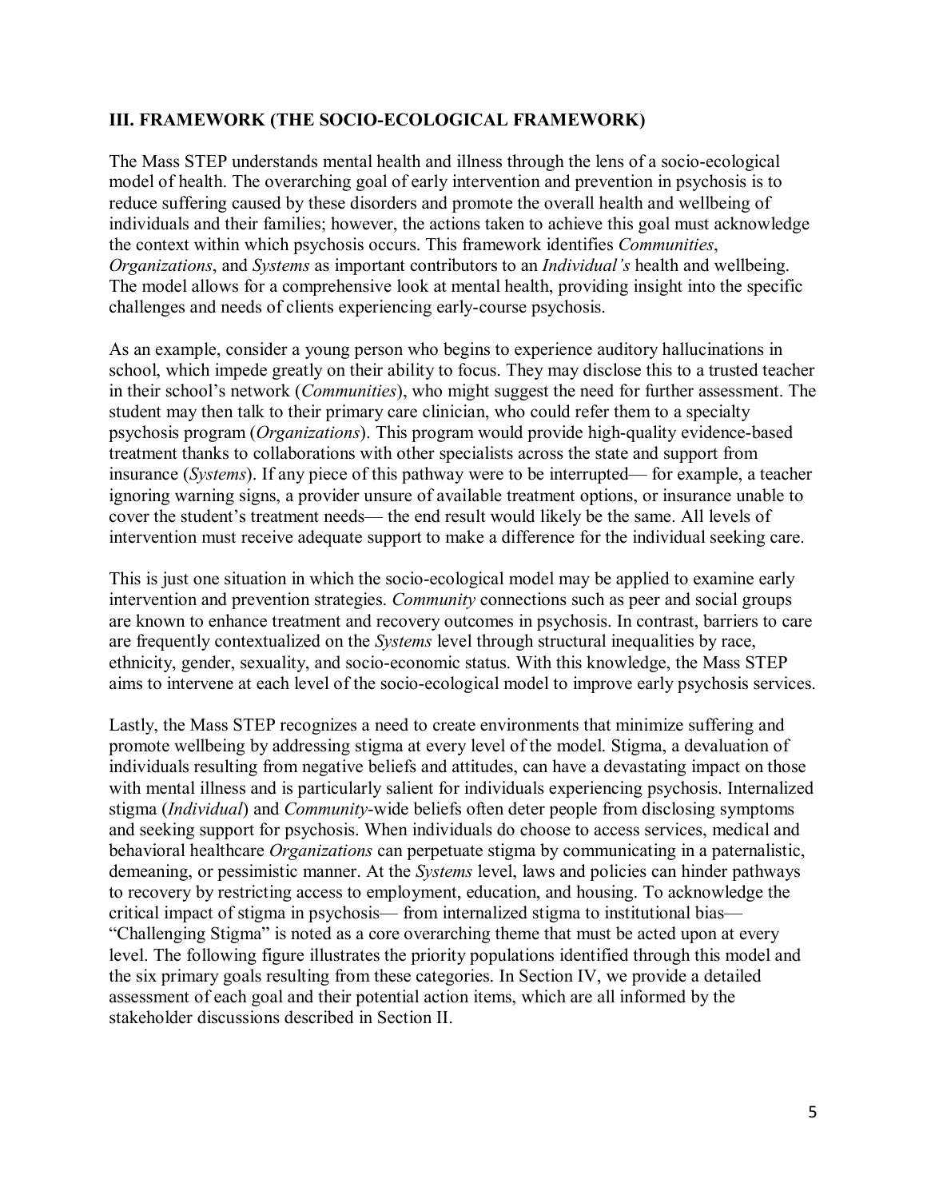## III. FRAMEWORK (THE SOCIO-ECOLOGICAL FRAMEWORK)

The Mass STEP understands mental health and illness through the lens of a socio-ecological model of health. The overarching goal of early intervention and prevention in psychosis is to reduce suffering caused by these disorders and promote the overall health and wellbeing of individuals and their families; however, the actions taken to achieve this goal must acknowledge the context within which psychosis occurs. This framework identifies *Communities*, *Organizations*, and *Systems* as important contributors to an *Individual's* health and wellbeing. The model allows for a comprehensive look at mental health, providing insight into the specific challenges and needs of clients experiencing early-course psychosis.

As an example, consider a young person who begins to experience auditory hallucinations in school, which impede greatly on their ability to focus. They may disclose this to a trusted teacher in their school's network (*Communities*), who might suggest the need for further assessment. The student may then talk to their primary care clinician, who could refer them to a specialty psychosis program (*Organizations*). This program would provide high-quality evidence-based treatment thanks to collaborations with other specialists across the state and support from insurance (*Systems*). If any piece of this pathway were to be interrupted— for example, a teacher ignoring warning signs, a provider unsure of available treatment options, or insurance unable to cover the student's treatment needs— the end result would likely be the same. All levels of intervention must receive adequate support to make a difference for the individual seeking care.

This is just one situation in which the socio-ecological model may be applied to examine early intervention and prevention strategies. *Community* connections such as peer and social groups are known to enhance treatment and recovery outcomes in psychosis. In contrast, barriers to care are frequently contextualized on the *Systems* level through structural inequalities by race, ethnicity, gender, sexuality, and socio-economic status. With this knowledge, the Mass STEP aims to intervene at each level of the socio-ecological model to improve early psychosis services.

Lastly, the Mass STEP recognizes a need to create environments that minimize suffering and promote wellbeing by addressing stigma at every level of the model. Stigma, a devaluation of individuals resulting from negative beliefs and attitudes, can have a devastating impact on those with mental illness and is particularly salient for individuals experiencing psychosis. Internalized stigma (*Individual*) and *Community*-wide beliefs often deter people from disclosing symptoms and seeking support for psychosis. When individuals do choose to access services, medical and behavioral healthcare *Organizations* can perpetuate stigma by communicating in a paternalistic, demeaning, or pessimistic manner. At the *Systems* level, laws and policies can hinder pathways to recovery by restricting access to employment, education, and housing. To acknowledge the critical impact of stigma in psychosis— from internalized stigma to institutional bias— "Challenging Stigma" is noted as a core overarching theme that must be acted upon at every level. The following figure illustrates the priority populations identified through this model and the six primary goals resulting from these categories. In Section IV, we provide a detailed assessment of each goal and their potential action items, which are all informed by the stakeholder discussions described in Section II.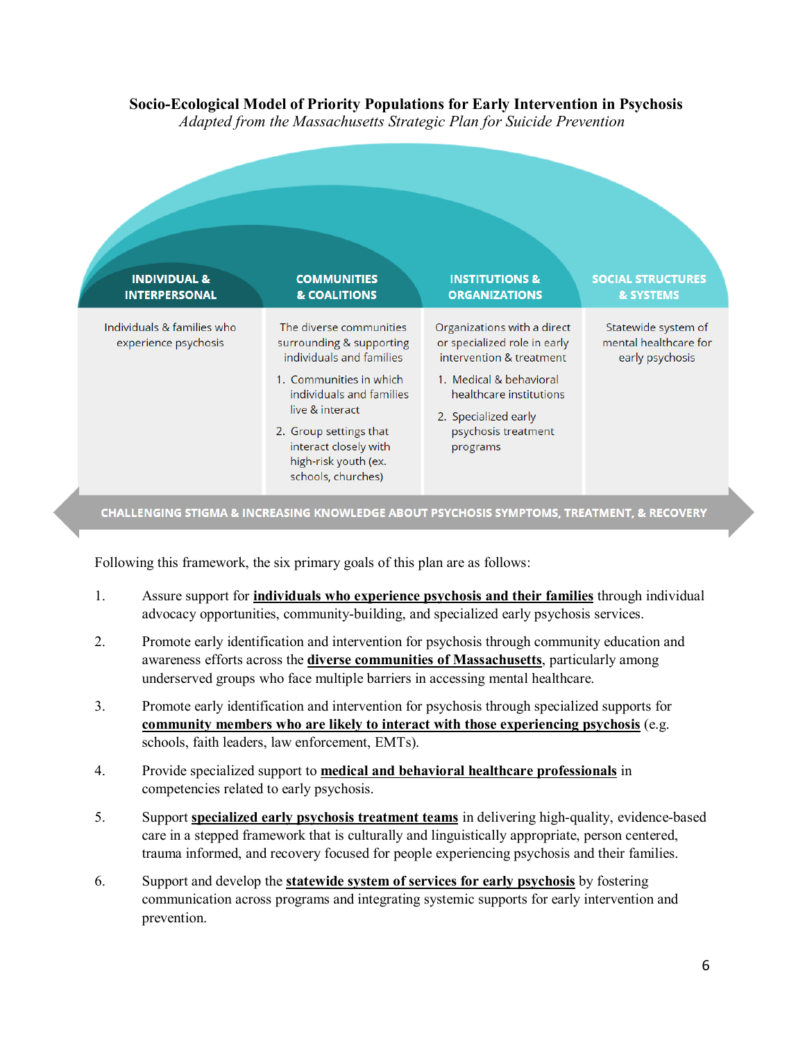**Socio-Ecological Model of Priority Populations for Early Intervention in Psychosis**

*Adapted from the Massachusetts Strategic Plan for Suicide Prevention*

| INDIVIDUAL & INTERPERSONAL | COMMUNITIES & COALITIONS | INSTITUTIONS & ORGANIZATIONS | SOCIAL STRUCTURES & SYSTEMS |
|---|---|---|---|
| Individuals & families who experience psychosis | The diverse communities surrounding & supporting individuals and families<br>1. Communities in which individuals and families live & interact<br>2. Group settings that interact closely with high-risk youth (ex. schools, churches) | Organizations with a direct or specialized role in early intervention & treatment<br>1. Medical & behavioral healthcare institutions<br>2. Specialized early psychosis treatment programs | Statewide system of mental healthcare for early psychosis |

CHALLENGING STIGMA & INCREASING KNOWLEDGE ABOUT PSYCHOSIS SYMPTOMS, TREATMENT, & RECOVERY

Following this framework, the six primary goals of this plan are as follows:

1. Assure support for **individuals who experience psychosis and their families** through individual advocacy opportunities, community-building, and specialized early psychosis services.

2. Promote early identification and intervention for psychosis through community education and awareness efforts across the **diverse communities of Massachusetts**, particularly among underserved groups who face multiple barriers in accessing mental healthcare.

3. Promote early identification and intervention for psychosis through specialized supports for **community members who are likely to interact with those experiencing psychosis** (e.g. schools, faith leaders, law enforcement, EMTs).

4. Provide specialized support to **medical and behavioral healthcare professionals** in competencies related to early psychosis.

5. Support **specialized early psychosis treatment teams** in delivering high-quality, evidence-based care in a stepped framework that is culturally and linguistically appropriate, person centered, trauma informed, and recovery focused for people experiencing psychosis and their families.

6. Support and develop the **statewide system of services for early psychosis** by fostering communication across programs and integrating systemic supports for early intervention and prevention.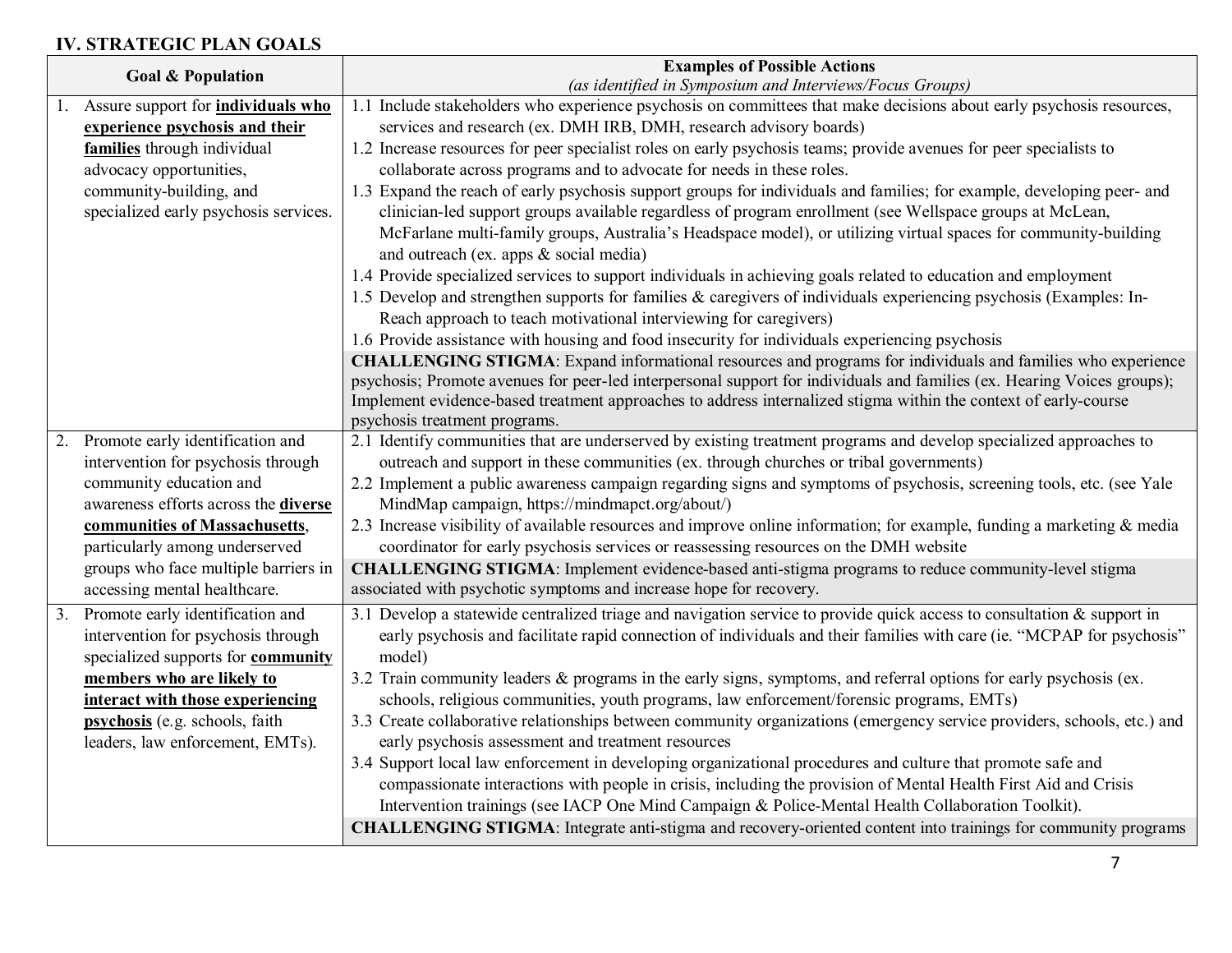## IV. STRATEGIC PLAN GOALS

| Goal & Population | Examples of Possible Actions *(as identified in Symposium and Interviews/Focus Groups)* |
|---|---|
| 1. Assure support for **individuals who experience psychosis and their families** through individual advocacy opportunities, community-building, and specialized early psychosis services. | 1.1 Include stakeholders who experience psychosis on committees that make decisions about early psychosis resources, services and research (ex. DMH IRB, DMH, research advisory boards)<br>1.2 Increase resources for peer specialist roles on early psychosis teams; provide avenues for peer specialists to collaborate across programs and to advocate for needs in these roles.<br>1.3 Expand the reach of early psychosis support groups for individuals and families; for example, developing peer- and clinician-led support groups available regardless of program enrollment (see Wellspace groups at McLean, McFarlane multi-family groups, Australia's Headspace model), or utilizing virtual spaces for community-building and outreach (ex. apps & social media)<br>1.4 Provide specialized services to support individuals in achieving goals related to education and employment<br>1.5 Develop and strengthen supports for families & caregivers of individuals experiencing psychosis (Examples: In-Reach approach to teach motivational interviewing for caregivers)<br>1.6 Provide assistance with housing and food insecurity for individuals experiencing psychosis |
| | **CHALLENGING STIGMA**: Expand informational resources and programs for individuals and families who experience psychosis; Promote avenues for peer-led interpersonal support for individuals and families (ex. Hearing Voices groups); Implement evidence-based treatment approaches to address internalized stigma within the context of early-course psychosis treatment programs. |
| 2. Promote early identification and intervention for psychosis through community education and awareness efforts across the **diverse communities of Massachusetts**, particularly among underserved groups who face multiple barriers in accessing mental healthcare. | 2.1 Identify communities that are underserved by existing treatment programs and develop specialized approaches to outreach and support in these communities (ex. through churches or tribal governments)<br>2.2 Implement a public awareness campaign regarding signs and symptoms of psychosis, screening tools, etc. (see Yale MindMap campaign, https://mindmapct.org/about/)<br>2.3 Increase visibility of available resources and improve online information; for example, funding a marketing & media coordinator for early psychosis services or reassessing resources on the DMH website |
| | **CHALLENGING STIGMA**: Implement evidence-based anti-stigma programs to reduce community-level stigma associated with psychotic symptoms and increase hope for recovery. |
| 3. Promote early identification and intervention for psychosis through specialized supports for **community members who are likely to interact with those experiencing psychosis** (e.g. schools, faith leaders, law enforcement, EMTs). | 3.1 Develop a statewide centralized triage and navigation service to provide quick access to consultation & support in early psychosis and facilitate rapid connection of individuals and their families with care (ie. "MCPAP for psychosis" model)<br>3.2 Train community leaders & programs in the early signs, symptoms, and referral options for early psychosis (ex. schools, religious communities, youth programs, law enforcement/forensic programs, EMTs)<br>3.3 Create collaborative relationships between community organizations (emergency service providers, schools, etc.) and early psychosis assessment and treatment resources<br>3.4 Support local law enforcement in developing organizational procedures and culture that promote safe and compassionate interactions with people in crisis, including the provision of Mental Health First Aid and Crisis Intervention trainings (see IACP One Mind Campaign & Police-Mental Health Collaboration Toolkit). |
| | **CHALLENGING STIGMA**: Integrate anti-stigma and recovery-oriented content into trainings for community programs |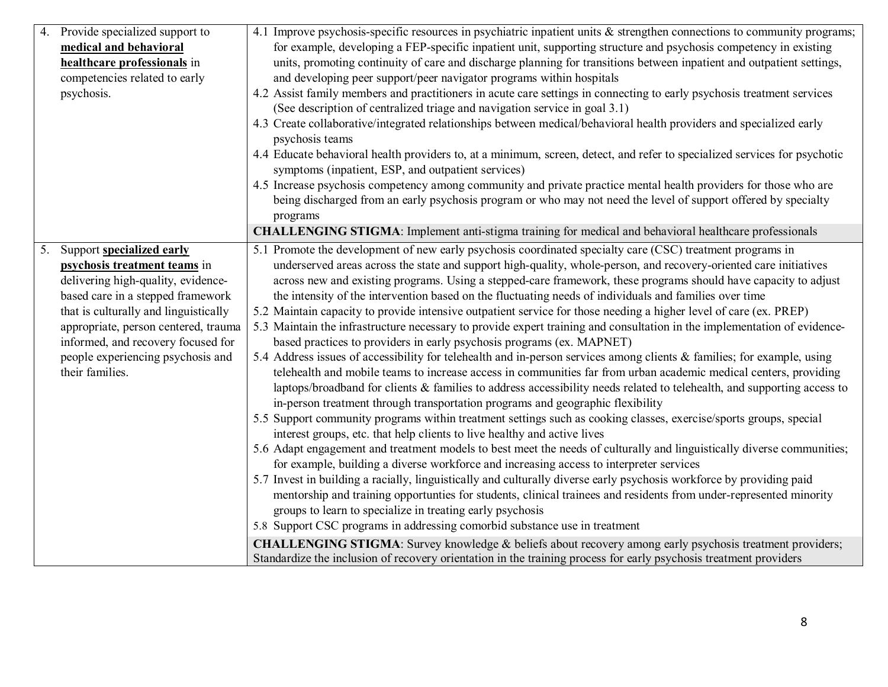| | |
|---|---|
| 4. Provide specialized support to **medical and behavioral healthcare professionals** in competencies related to early psychosis. | 4.1 Improve psychosis-specific resources in psychiatric inpatient units & strengthen connections to community programs; for example, developing a FEP-specific inpatient unit, supporting structure and psychosis competency in existing units, promoting continuity of care and discharge planning for transitions between inpatient and outpatient settings, and developing peer support/peer navigator programs within hospitals<br>4.2 Assist family members and practitioners in acute care settings in connecting to early psychosis treatment services (See description of centralized triage and navigation service in goal 3.1)<br>4.3 Create collaborative/integrated relationships between medical/behavioral health providers and specialized early psychosis teams<br>4.4 Educate behavioral health providers to, at a minimum, screen, detect, and refer to specialized services for psychotic symptoms (inpatient, ESP, and outpatient services)<br>4.5 Increase psychosis competency among community and private practice mental health providers for those who are being discharged from an early psychosis program or who may not need the level of support offered by specialty programs<br>**CHALLENGING STIGMA**: Implement anti-stigma training for medical and behavioral healthcare professionals |
| 5. Support **specialized early psychosis treatment teams** in delivering high-quality, evidence-based care in a stepped framework that is culturally and linguistically appropriate, person centered, trauma informed, and recovery focused for people experiencing psychosis and their families. | 5.1 Promote the development of new early psychosis coordinated specialty care (CSC) treatment programs in underserved areas across the state and support high-quality, whole-person, and recovery-oriented care initiatives across new and existing programs. Using a stepped-care framework, these programs should have capacity to adjust the intensity of the intervention based on the fluctuating needs of individuals and families over time<br>5.2 Maintain capacity to provide intensive outpatient service for those needing a higher level of care (ex. PREP)<br>5.3 Maintain the infrastructure necessary to provide expert training and consultation in the implementation of evidence-based practices to providers in early psychosis programs (ex. MAPNET)<br>5.4 Address issues of accessibility for telehealth and in-person services among clients & families; for example, using telehealth and mobile teams to increase access in communities far from urban academic medical centers, providing laptops/broadband for clients & families to address accessibility needs related to telehealth, and supporting access to in-person treatment through transportation programs and geographic flexibility<br>5.5 Support community programs within treatment settings such as cooking classes, exercise/sports groups, special interest groups, etc. that help clients to live healthy and active lives<br>5.6 Adapt engagement and treatment models to best meet the needs of culturally and linguistically diverse communities; for example, building a diverse workforce and increasing access to interpreter services<br>5.7 Invest in building a racially, linguistically and culturally diverse early psychosis workforce by providing paid mentorship and training opportunties for students, clinical trainees and residents from under-represented minority groups to learn to specialize in treating early psychosis<br>5.8 Support CSC programs in addressing comorbid substance use in treatment<br>**CHALLENGING STIGMA**: Survey knowledge & beliefs about recovery among early psychosis treatment providers; Standardize the inclusion of recovery orientation in the training process for early psychosis treatment providers |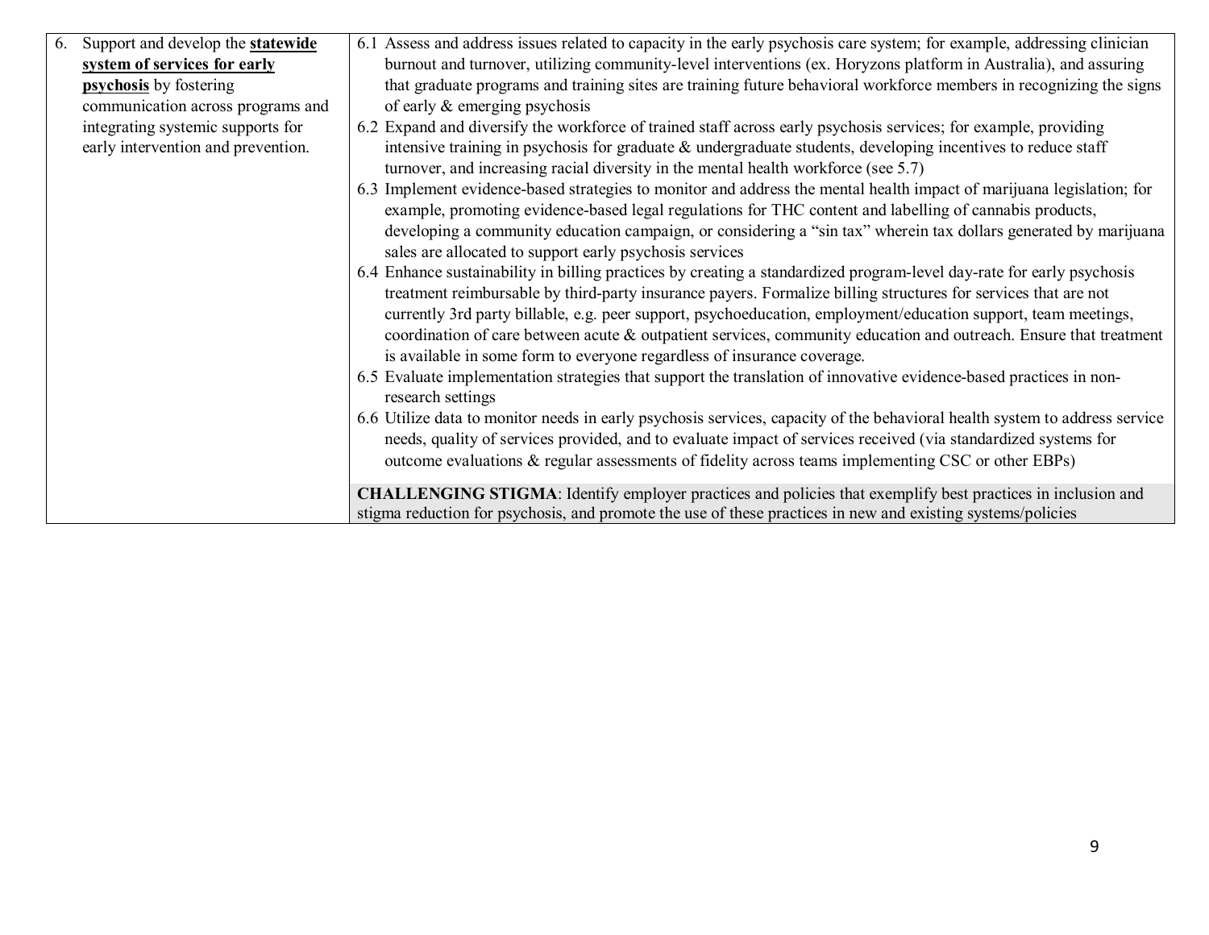| | |
|---|---|
| 6. Support and develop the **statewide system of services for early psychosis** by fostering communication across programs and integrating systemic supports for early intervention and prevention. | 6.1 Assess and address issues related to capacity in the early psychosis care system; for example, addressing clinician burnout and turnover, utilizing community-level interventions (ex. Horyzons platform in Australia), and assuring that graduate programs and training sites are training future behavioral workforce members in recognizing the signs of early & emerging psychosis<br>6.2 Expand and diversify the workforce of trained staff across early psychosis services; for example, providing intensive training in psychosis for graduate & undergraduate students, developing incentives to reduce staff turnover, and increasing racial diversity in the mental health workforce (see 5.7)<br>6.3 Implement evidence-based strategies to monitor and address the mental health impact of marijuana legislation; for example, promoting evidence-based legal regulations for THC content and labelling of cannabis products, developing a community education campaign, or considering a "sin tax" wherein tax dollars generated by marijuana sales are allocated to support early psychosis services<br>6.4 Enhance sustainability in billing practices by creating a standardized program-level day-rate for early psychosis treatment reimbursable by third-party insurance payers. Formalize billing structures for services that are not currently 3rd party billable, e.g. peer support, psychoeducation, employment/education support, team meetings, coordination of care between acute & outpatient services, community education and outreach. Ensure that treatment is available in some form to everyone regardless of insurance coverage.<br>6.5 Evaluate implementation strategies that support the translation of innovative evidence-based practices in non-research settings<br>6.6 Utilize data to monitor needs in early psychosis services, capacity of the behavioral health system to address service needs, quality of services provided, and to evaluate impact of services received (via standardized systems for outcome evaluations & regular assessments of fidelity across teams implementing CSC or other EBPs) |
| | **CHALLENGING STIGMA**: Identify employer practices and policies that exemplify best practices in inclusion and stigma reduction for psychosis, and promote the use of these practices in new and existing systems/policies |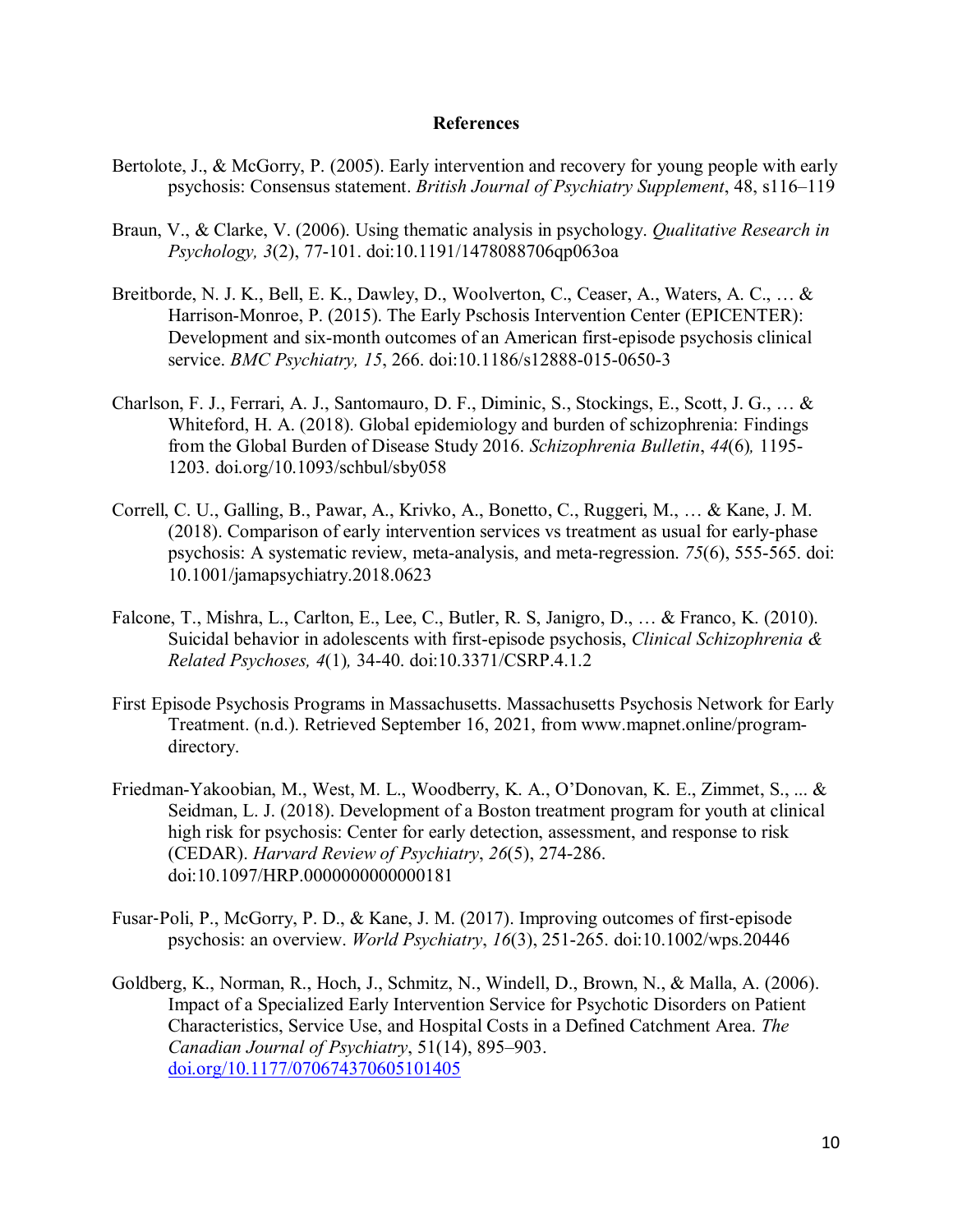## References

Bertolote, J., & McGorry, P. (2005). Early intervention and recovery for young people with early psychosis: Consensus statement. *British Journal of Psychiatry Supplement*, 48, s116–119

Braun, V., & Clarke, V. (2006). Using thematic analysis in psychology. *Qualitative Research in Psychology, 3*(2), 77-101. doi:10.1191/1478088706qp063oa

Breitborde, N. J. K., Bell, E. K., Dawley, D., Woolverton, C., Ceaser, A., Waters, A. C., … & Harrison-Monroe, P. (2015). The Early Pschosis Intervention Center (EPICENTER): Development and six-month outcomes of an American first-episode psychosis clinical service. *BMC Psychiatry, 15*, 266. doi:10.1186/s12888-015-0650-3

Charlson, F. J., Ferrari, A. J., Santomauro, D. F., Diminic, S., Stockings, E., Scott, J. G., … & Whiteford, H. A. (2018). Global epidemiology and burden of schizophrenia: Findings from the Global Burden of Disease Study 2016. *Schizophrenia Bulletin*, *44*(6)*,* 1195-1203. doi.org/10.1093/schbul/sby058

Correll, C. U., Galling, B., Pawar, A., Krivko, A., Bonetto, C., Ruggeri, M., … & Kane, J. M. (2018). Comparison of early intervention services vs treatment as usual for early-phase psychosis: A systematic review, meta-analysis, and meta-regression. *75*(6), 555-565. doi: 10.1001/jamapsychiatry.2018.0623

Falcone, T., Mishra, L., Carlton, E., Lee, C., Butler, R. S, Janigro, D., … & Franco, K. (2010). Suicidal behavior in adolescents with first-episode psychosis, *Clinical Schizophrenia & Related Psychoses, 4*(1)*,* 34-40. doi:10.3371/CSRP.4.1.2

First Episode Psychosis Programs in Massachusetts. Massachusetts Psychosis Network for Early Treatment. (n.d.). Retrieved September 16, 2021, from www.mapnet.online/program-directory.

Friedman-Yakoobian, M., West, M. L., Woodberry, K. A., O'Donovan, K. E., Zimmet, S., ... & Seidman, L. J. (2018). Development of a Boston treatment program for youth at clinical high risk for psychosis: Center for early detection, assessment, and response to risk (CEDAR). *Harvard Review of Psychiatry*, *26*(5), 274-286. doi:10.1097/HRP.0000000000000181

Fusar‐Poli, P., McGorry, P. D., & Kane, J. M. (2017). Improving outcomes of first‐episode psychosis: an overview. *World Psychiatry*, *16*(3), 251-265. doi:10.1002/wps.20446

Goldberg, K., Norman, R., Hoch, J., Schmitz, N., Windell, D., Brown, N., & Malla, A. (2006). Impact of a Specialized Early Intervention Service for Psychotic Disorders on Patient Characteristics, Service Use, and Hospital Costs in a Defined Catchment Area. *The Canadian Journal of Psychiatry*, 51(14), 895–903. doi.org/10.1177/070674370605101405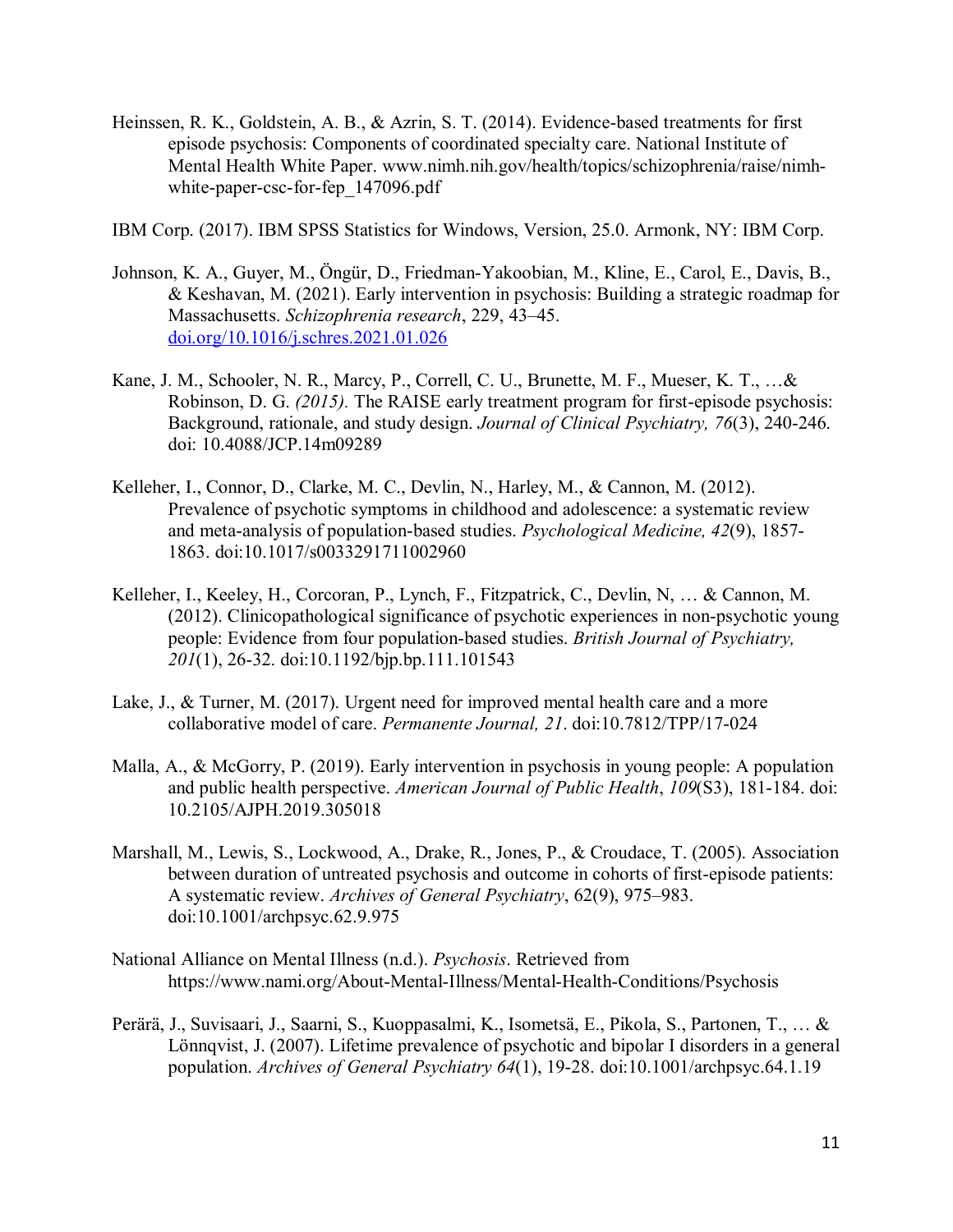Heinssen, R. K., Goldstein, A. B., & Azrin, S. T. (2014). Evidence-based treatments for first episode psychosis: Components of coordinated specialty care. National Institute of Mental Health White Paper. www.nimh.nih.gov/health/topics/schizophrenia/raise/nimh-white-paper-csc-for-fep_147096.pdf

IBM Corp. (2017). IBM SPSS Statistics for Windows, Version, 25.0. Armonk, NY: IBM Corp.

Johnson, K. A., Guyer, M., Öngür, D., Friedman-Yakoobian, M., Kline, E., Carol, E., Davis, B., & Keshavan, M. (2021). Early intervention in psychosis: Building a strategic roadmap for Massachusetts. *Schizophrenia research*, 229, 43–45. [doi.org/10.1016/j.schres.2021.01.026](https://doi.org/10.1016/j.schres.2021.01.026)

Kane, J. M., Schooler, N. R., Marcy, P., Correll, C. U., Brunette, M. F., Mueser, K. T., …& Robinson, D. G. *(2015).* The RAISE early treatment program for first-episode psychosis: Background, rationale, and study design. *Journal of Clinical Psychiatry, 76*(3), 240-246. doi: 10.4088/JCP.14m09289

Kelleher, I., Connor, D., Clarke, M. C., Devlin, N., Harley, M., & Cannon, M. (2012). Prevalence of psychotic symptoms in childhood and adolescence: a systematic review and meta-analysis of population-based studies. *Psychological Medicine, 42*(9), 1857-1863. doi:10.1017/s0033291711002960

Kelleher, I., Keeley, H., Corcoran, P., Lynch, F., Fitzpatrick, C., Devlin, N, … & Cannon, M. (2012). Clinicopathological significance of psychotic experiences in non-psychotic young people: Evidence from four population-based studies. *British Journal of Psychiatry, 201*(1), 26-32. doi:10.1192/bjp.bp.111.101543

Lake, J., & Turner, M. (2017). Urgent need for improved mental health care and a more collaborative model of care. *Permanente Journal, 21*. doi:10.7812/TPP/17-024

Malla, A., & McGorry, P. (2019). Early intervention in psychosis in young people: A population and public health perspective. *American Journal of Public Health*, *109*(S3), 181-184. doi: 10.2105/AJPH.2019.305018

Marshall, M., Lewis, S., Lockwood, A., Drake, R., Jones, P., & Croudace, T. (2005). Association between duration of untreated psychosis and outcome in cohorts of first-episode patients: A systematic review. *Archives of General Psychiatry*, 62(9), 975–983. doi:10.1001/archpsyc.62.9.975

National Alliance on Mental Illness (n.d.). *Psychosis*. Retrieved from https://www.nami.org/About-Mental-Illness/Mental-Health-Conditions/Psychosis

Perälä, J., Suvisaari, J., Saarni, S., Kuoppasalmi, K., Isometsä, E., Pikola, S., Partonen, T., … & Lönnqvist, J. (2007). Lifetime prevalence of psychotic and bipolar I disorders in a general population. *Archives of General Psychiatry 64*(1), 19-28. doi:10.1001/archpsyc.64.1.19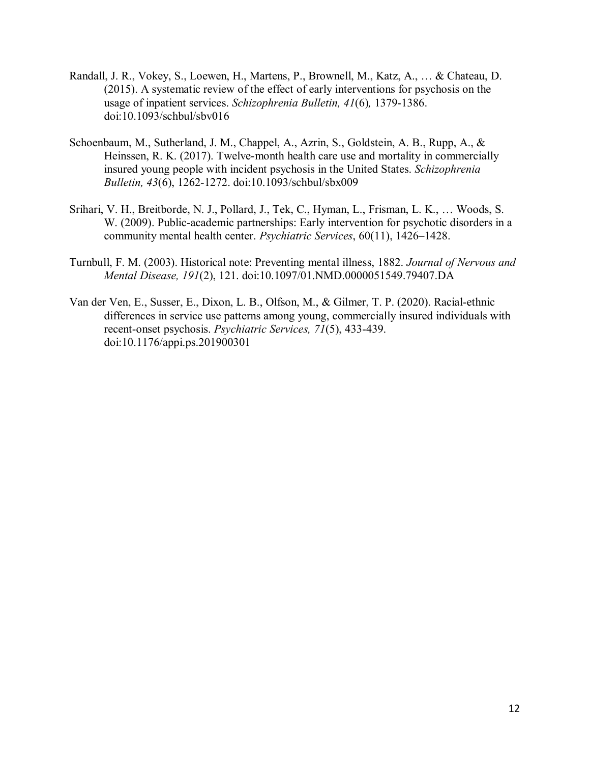Randall, J. R., Vokey, S., Loewen, H., Martens, P., Brownell, M., Katz, A., … & Chateau, D. (2015). A systematic review of the effect of early interventions for psychosis on the usage of inpatient services. *Schizophrenia Bulletin, 41*(6)*,* 1379-1386. doi:10.1093/schbul/sbv016

Schoenbaum, M., Sutherland, J. M., Chappel, A., Azrin, S., Goldstein, A. B., Rupp, A., & Heinssen, R. K. (2017). Twelve-month health care use and mortality in commercially insured young people with incident psychosis in the United States. *Schizophrenia Bulletin, 43*(6), 1262-1272. doi:10.1093/schbul/sbx009

Srihari, V. H., Breitborde, N. J., Pollard, J., Tek, C., Hyman, L., Frisman, L. K., … Woods, S. W. (2009). Public-academic partnerships: Early intervention for psychotic disorders in a community mental health center. *Psychiatric Services*, 60(11), 1426–1428.

Turnbull, F. M. (2003). Historical note: Preventing mental illness, 1882. *Journal of Nervous and Mental Disease, 191*(2), 121. doi:10.1097/01.NMD.0000051549.79407.DA

Van der Ven, E., Susser, E., Dixon, L. B., Olfson, M., & Gilmer, T. P. (2020). Racial-ethnic differences in service use patterns among young, commercially insured individuals with recent-onset psychosis. *Psychiatric Services, 71*(5), 433-439. doi:10.1176/appi.ps.201900301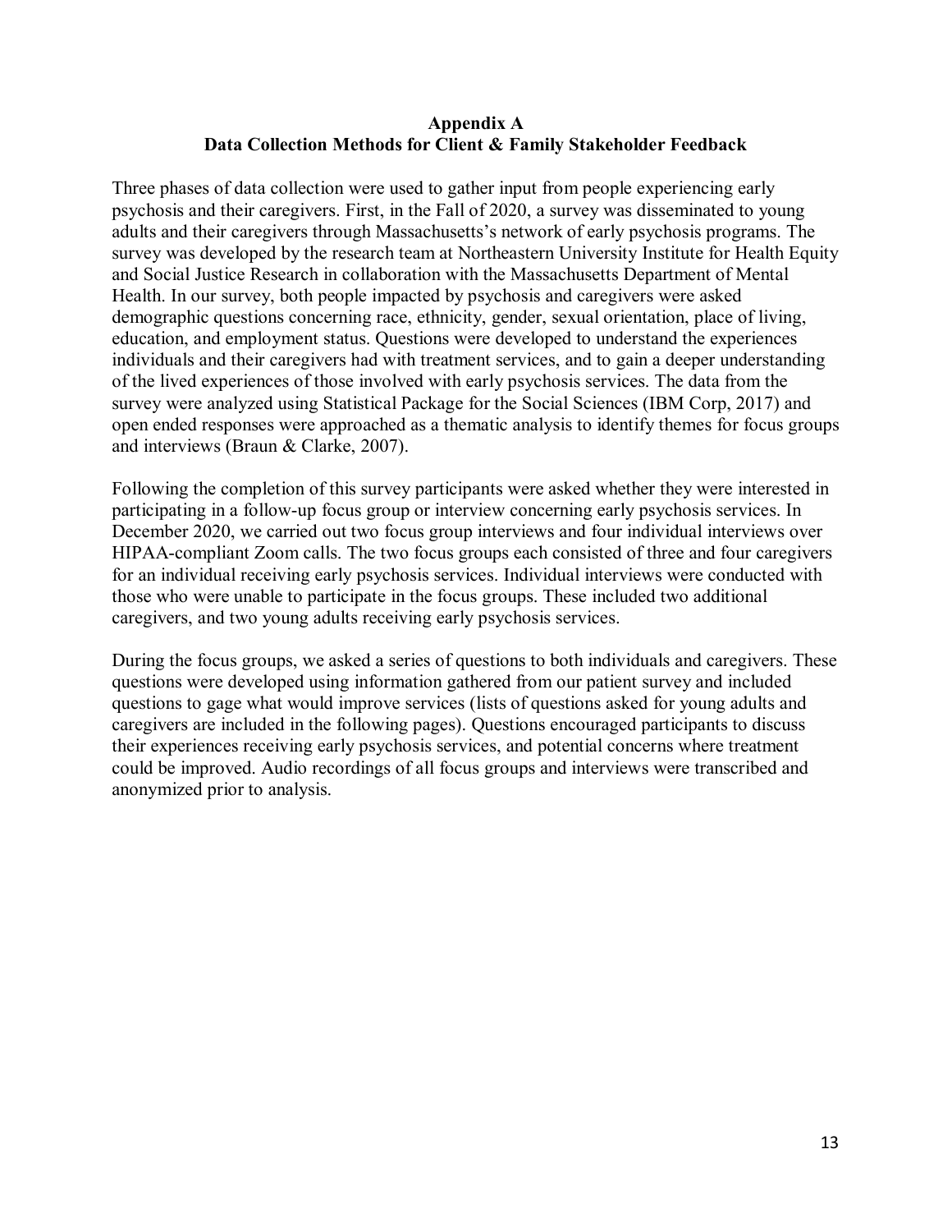## Appendix A
## Data Collection Methods for Client & Family Stakeholder Feedback

Three phases of data collection were used to gather input from people experiencing early psychosis and their caregivers. First, in the Fall of 2020, a survey was disseminated to young adults and their caregivers through Massachusetts's network of early psychosis programs. The survey was developed by the research team at Northeastern University Institute for Health Equity and Social Justice Research in collaboration with the Massachusetts Department of Mental Health. In our survey, both people impacted by psychosis and caregivers were asked demographic questions concerning race, ethnicity, gender, sexual orientation, place of living, education, and employment status. Questions were developed to understand the experiences individuals and their caregivers had with treatment services, and to gain a deeper understanding of the lived experiences of those involved with early psychosis services. The data from the survey were analyzed using Statistical Package for the Social Sciences (IBM Corp, 2017) and open ended responses were approached as a thematic analysis to identify themes for focus groups and interviews (Braun & Clarke, 2007).

Following the completion of this survey participants were asked whether they were interested in participating in a follow-up focus group or interview concerning early psychosis services. In December 2020, we carried out two focus group interviews and four individual interviews over HIPAA-compliant Zoom calls. The two focus groups each consisted of three and four caregivers for an individual receiving early psychosis services. Individual interviews were conducted with those who were unable to participate in the focus groups. These included two additional caregivers, and two young adults receiving early psychosis services.

During the focus groups, we asked a series of questions to both individuals and caregivers. These questions were developed using information gathered from our patient survey and included questions to gage what would improve services (lists of questions asked for young adults and caregivers are included in the following pages). Questions encouraged participants to discuss their experiences receiving early psychosis services, and potential concerns where treatment could be improved. Audio recordings of all focus groups and interviews were transcribed and anonymized prior to analysis.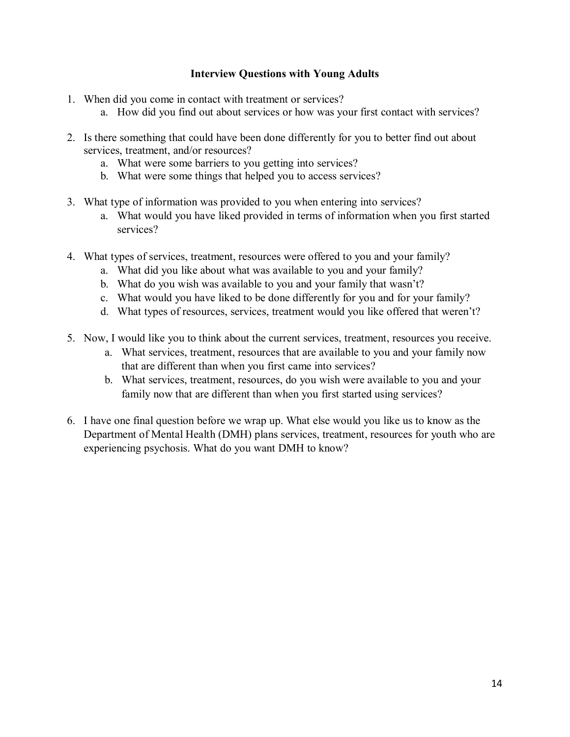**Interview Questions with Young Adults**

1. When did you come in contact with treatment or services?
    a. How did you find out about services or how was your first contact with services?

2. Is there something that could have been done differently for you to better find out about services, treatment, and/or resources?
    a. What were some barriers to you getting into services?
    b. What were some things that helped you to access services?

3. What type of information was provided to you when entering into services?
    a. What would you have liked provided in terms of information when you first started services?

4. What types of services, treatment, resources were offered to you and your family?
    a. What did you like about what was available to you and your family?
    b. What do you wish was available to you and your family that wasn't?
    c. What would you have liked to be done differently for you and for your family?
    d. What types of resources, services, treatment would you like offered that weren't?

5. Now, I would like you to think about the current services, treatment, resources you receive.
    a. What services, treatment, resources that are available to you and your family now that are different than when you first came into services?
    b. What services, treatment, resources, do you wish were available to you and your family now that are different than when you first started using services?

6. I have one final question before we wrap up. What else would you like us to know as the Department of Mental Health (DMH) plans services, treatment, resources for youth who are experiencing psychosis. What do you want DMH to know?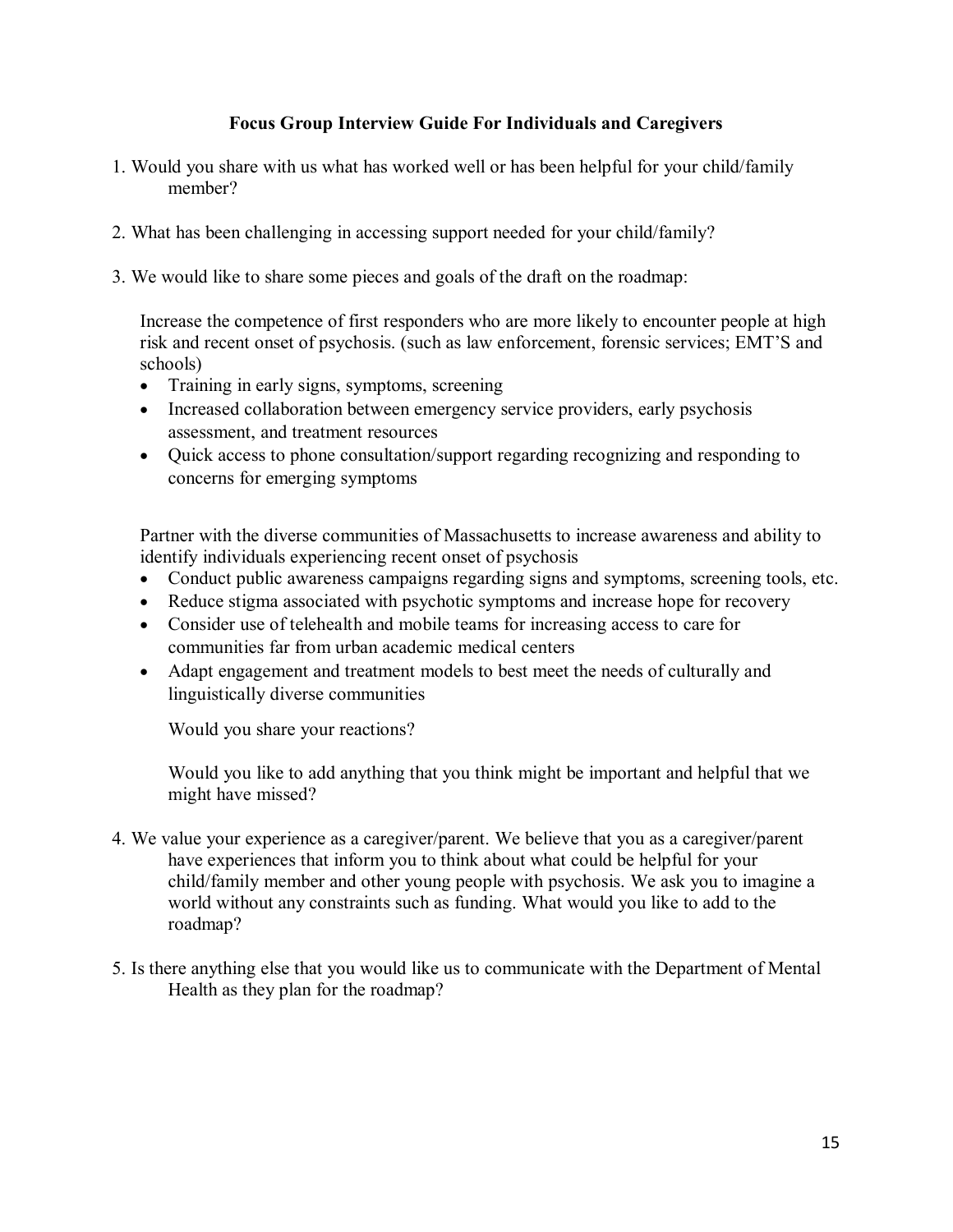**Focus Group Interview Guide For Individuals and Caregivers**

1. Would you share with us what has worked well or has been helpful for your child/family member?

2. What has been challenging in accessing support needed for your child/family?

3. We would like to share some pieces and goals of the draft on the roadmap:

   Increase the competence of first responders who are more likely to encounter people at high risk and recent onset of psychosis. (such as law enforcement, forensic services; EMT'S and schools)

   - Training in early signs, symptoms, screening
   - Increased collaboration between emergency service providers, early psychosis assessment, and treatment resources
   - Quick access to phone consultation/support regarding recognizing and responding to concerns for emerging symptoms

   Partner with the diverse communities of Massachusetts to increase awareness and ability to identify individuals experiencing recent onset of psychosis

   - Conduct public awareness campaigns regarding signs and symptoms, screening tools, etc.
   - Reduce stigma associated with psychotic symptoms and increase hope for recovery
   - Consider use of telehealth and mobile teams for increasing access to care for communities far from urban academic medical centers
   - Adapt engagement and treatment models to best meet the needs of culturally and linguistically diverse communities

     Would you share your reactions?

     Would you like to add anything that you think might be important and helpful that we might have missed?

4. We value your experience as a caregiver/parent. We believe that you as a caregiver/parent have experiences that inform you to think about what could be helpful for your child/family member and other young people with psychosis. We ask you to imagine a world without any constraints such as funding. What would you like to add to the roadmap?

5. Is there anything else that you would like us to communicate with the Department of Mental Health as they plan for the roadmap?